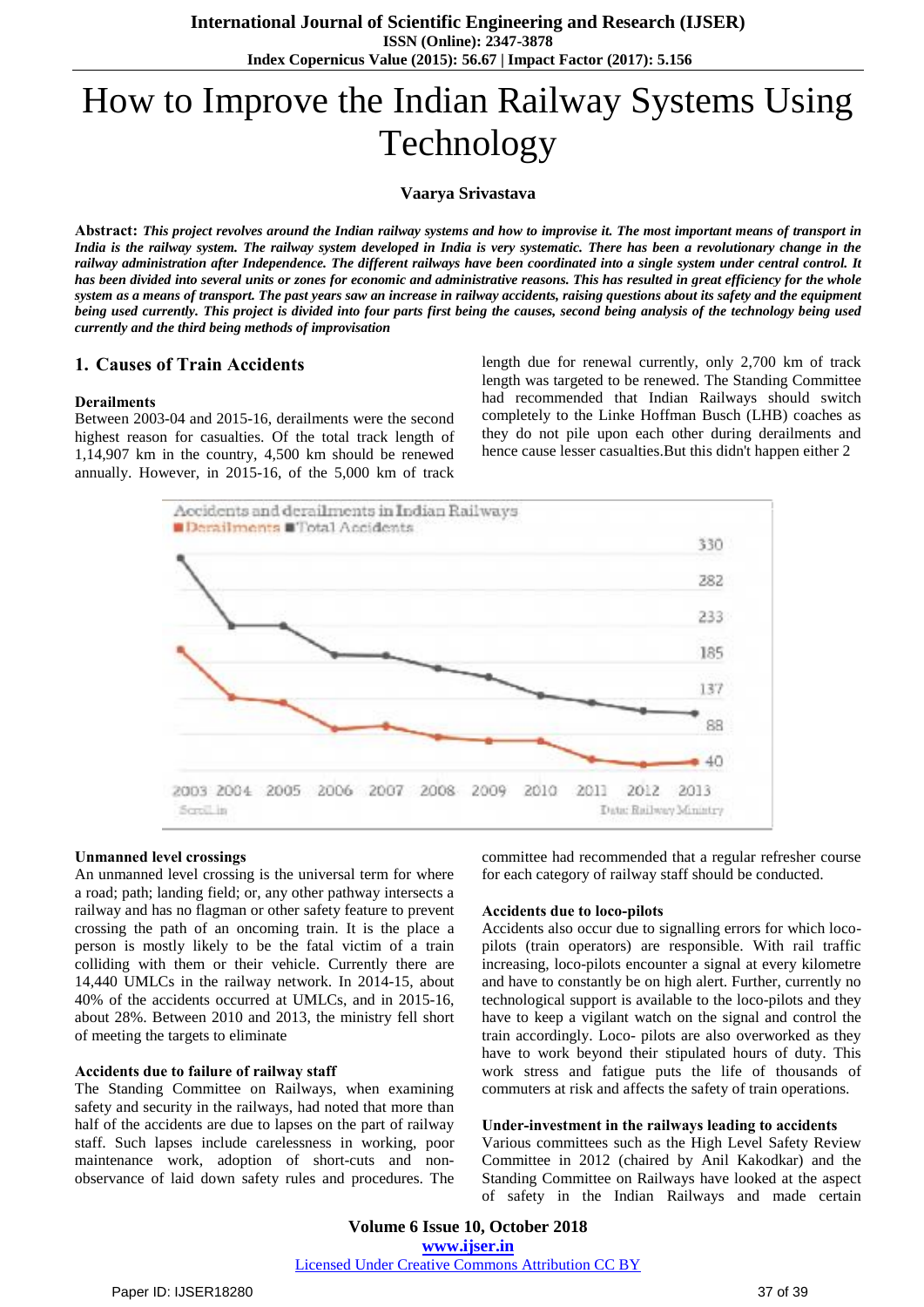# How to Improve the Indian Railway Systems Using Technology

**Vaarya Srivastava**

**Abstract:** ***This project revolves around the Indian railway systems and how to improvise it. The most important means of transport in India is the railway system. The railway system developed in India is very systematic. There has been a revolutionary change in the railway administration after Independence. The different railways have been coordinated into a single system under central control. It has been divided into several units or zones for economic and administrative reasons. This has resulted in great efficiency for the whole system as a means of transport. The past years saw an increase in railway accidents, raising questions about its safety and the equipment being used currently. This project is divided into four parts first being the causes, second being analysis of the technology being used currently and the third being methods of improvisation***

## 1. Causes of Train Accidents

### Derailments

Between 2003-04 and 2015-16, derailments were the second highest reason for casualties. Of the total track length of 1,14,907 km in the country, 4,500 km should be renewed annually. However, in 2015-16, of the 5,000 km of track length due for renewal currently, only 2,700 km of track length was targeted to be renewed. The Standing Committee had recommended that Indian Railways should switch completely to the Linke Hoffman Busch (LHB) coaches as they do not pile upon each other during derailments and hence cause lesser casualties.But this didn't happen either 2

### Unmanned level crossings

An unmanned level crossing is the universal term for where a road; path; landing field; or, any other pathway intersects a railway and has no flagman or other safety feature to prevent crossing the path of an oncoming train. It is the place a person is mostly likely to be the fatal victim of a train colliding with them or their vehicle. Currently there are 14,440 UMLCs in the railway network. In 2014-15, about 40% of the accidents occurred at UMLCs, and in 2015-16, about 28%. Between 2010 and 2013, the ministry fell short of meeting the targets to eliminate

### Accidents due to failure of railway staff

The Standing Committee on Railways, when examining safety and security in the railways, had noted that more than half of the accidents are due to lapses on the part of railway staff. Such lapses include carelessness in working, poor maintenance work, adoption of short-cuts and non-observance of laid down safety rules and procedures. The committee had recommended that a regular refresher course for each category of railway staff should be conducted.

### Accidents due to loco-pilots

Accidents also occur due to signalling errors for which loco-pilots (train operators) are responsible. With rail traffic increasing, loco-pilots encounter a signal at every kilometre and have to constantly be on high alert. Further, currently no technological support is available to the loco-pilots and they have to keep a vigilant watch on the signal and control the train accordingly. Loco- pilots are also overworked as they have to work beyond their stipulated hours of duty. This work stress and fatigue puts the life of thousands of commuters at risk and affects the safety of train operations.

### Under-investment in the railways leading to accidents

Various committees such as the High Level Safety Review Committee in 2012 (chaired by Anil Kakodkar) and the Standing Committee on Railways have looked at the aspect of safety in the Indian Railways and made certain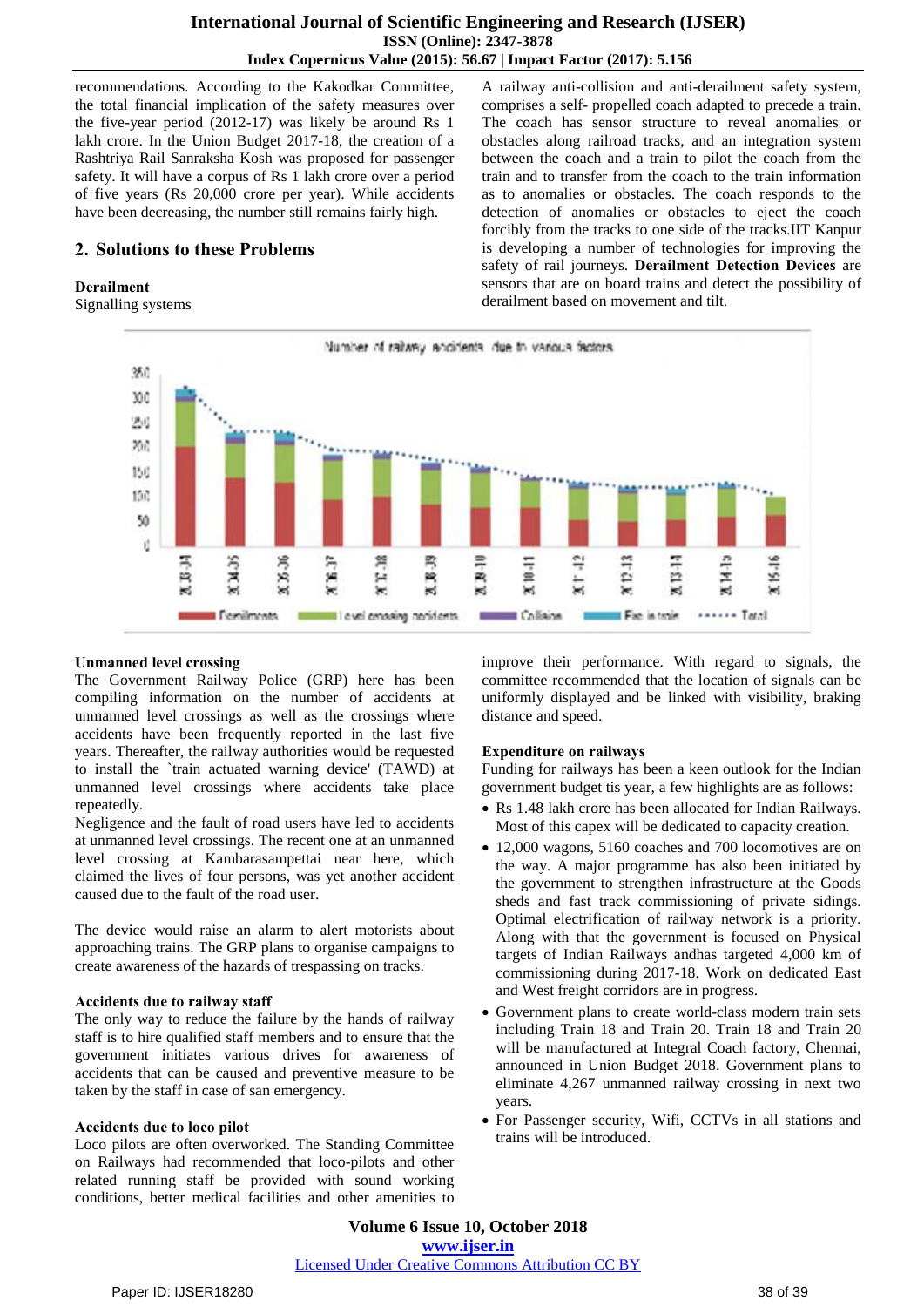recommendations. According to the Kakodkar Committee, the total financial implication of the safety measures over the five-year period (2012-17) was likely be around Rs 1 lakh crore. In the Union Budget 2017-18, the creation of a Rashtriya Rail Sanraksha Kosh was proposed for passenger safety. It will have a corpus of Rs 1 lakh crore over a period of five years (Rs 20,000 crore per year). While accidents have been decreasing, the number still remains fairly high.

## 2. Solutions to these Problems

**Derailment**

Signalling systems

A railway anti-collision and anti-derailment safety system, comprises a self- propelled coach adapted to precede a train. The coach has sensor structure to reveal anomalies or obstacles along railroad tracks, and an integration system between the coach and a train to pilot the coach from the train and to transfer from the coach to the train information as to anomalies or obstacles. The coach responds to the detection of anomalies or obstacles to eject the coach forcibly from the tracks to one side of the tracks.IIT Kanpur is developing a number of technologies for improving the safety of rail journeys. **Derailment Detection Devices** are sensors that are on board trains and detect the possibility of derailment based on movement and tilt.

**Unmanned level crossing**

The Government Railway Police (GRP) here has been compiling information on the number of accidents at unmanned level crossings as well as the crossings where accidents have been frequently reported in the last five years. Thereafter, the railway authorities would be requested to install the `train actuated warning device' (TAWD) at unmanned level crossings where accidents take place repeatedly.

Negligence and the fault of road users have led to accidents at unmanned level crossings. The recent one at an unmanned level crossing at Kambarasampettai near here, which claimed the lives of four persons, was yet another accident caused due to the fault of the road user.

The device would raise an alarm to alert motorists about approaching trains. The GRP plans to organise campaigns to create awareness of the hazards of trespassing on tracks.

**Accidents due to railway staff**

The only way to reduce the failure by the hands of railway staff is to hire qualified staff members and to ensure that the government initiates various drives for awareness of accidents that can be caused and preventive measure to be taken by the staff in case of san emergency.

**Accidents due to loco pilot**

Loco pilots are often overworked. The Standing Committee on Railways had recommended that loco-pilots and other related running staff be provided with sound working conditions, better medical facilities and other amenities to improve their performance. With regard to signals, the committee recommended that the location of signals can be uniformly displayed and be linked with visibility, braking distance and speed.

**Expenditure on railways**

Funding for railways has been a keen outlook for the Indian government budget tis year, a few highlights are as follows:

- Rs 1.48 lakh crore has been allocated for Indian Railways. Most of this capex will be dedicated to capacity creation.
- 12,000 wagons, 5160 coaches and 700 locomotives are on the way. A major programme has also been initiated by the government to strengthen infrastructure at the Goods sheds and fast track commissioning of private sidings. Optimal electrification of railway network is a priority. Along with that the government is focused on Physical targets of Indian Railways andhas targeted 4,000 km of commissioning during 2017-18. Work on dedicated East and West freight corridors are in progress.
- Government plans to create world-class modern train sets including Train 18 and Train 20. Train 18 and Train 20 will be manufactured at Integral Coach factory, Chennai, announced in Union Budget 2018. Government plans to eliminate 4,267 unmanned railway crossing in next two years.
- For Passenger security, Wifi, CCTVs in all stations and trains will be introduced.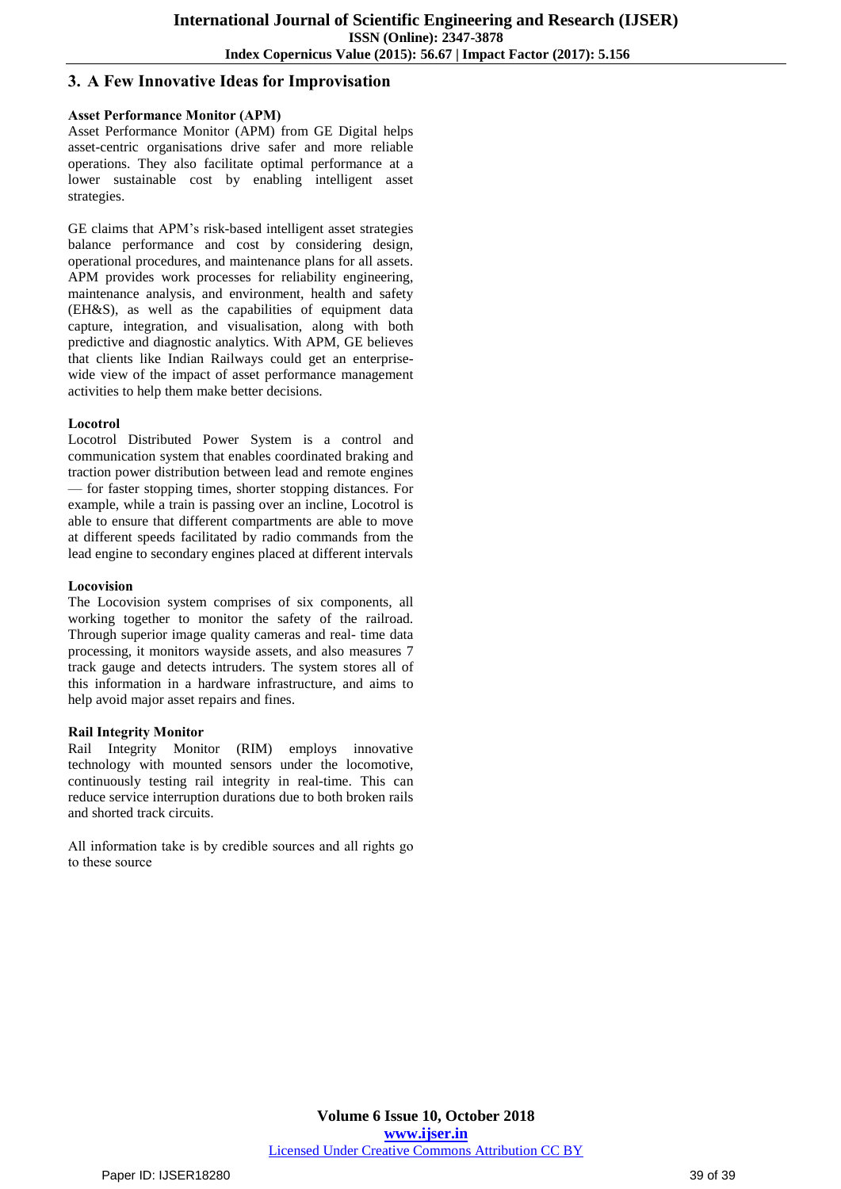## 3. A Few Innovative Ideas for Improvisation

**Asset Performance Monitor (APM)**

Asset Performance Monitor (APM) from GE Digital helps asset-centric organisations drive safer and more reliable operations. They also facilitate optimal performance at a lower sustainable cost by enabling intelligent asset strategies.

GE claims that APM's risk-based intelligent asset strategies balance performance and cost by considering design, operational procedures, and maintenance plans for all assets. APM provides work processes for reliability engineering, maintenance analysis, and environment, health and safety (EH&S), as well as the capabilities of equipment data capture, integration, and visualisation, along with both predictive and diagnostic analytics. With APM, GE believes that clients like Indian Railways could get an enterprise-wide view of the impact of asset performance management activities to help them make better decisions.

**Locotrol**

Locotrol Distributed Power System is a control and communication system that enables coordinated braking and traction power distribution between lead and remote engines — for faster stopping times, shorter stopping distances. For example, while a train is passing over an incline, Locotrol is able to ensure that different compartments are able to move at different speeds facilitated by radio commands from the lead engine to secondary engines placed at different intervals

**Locovision**

The Locovision system comprises of six components, all working together to monitor the safety of the railroad. Through superior image quality cameras and real- time data processing, it monitors wayside assets, and also measures 7 track gauge and detects intruders. The system stores all of this information in a hardware infrastructure, and aims to help avoid major asset repairs and fines.

**Rail Integrity Monitor**

Rail Integrity Monitor (RIM) employs innovative technology with mounted sensors under the locomotive, continuously testing rail integrity in real-time. This can reduce service interruption durations due to both broken rails and shorted track circuits.

All information take is by credible sources and all rights go to these source